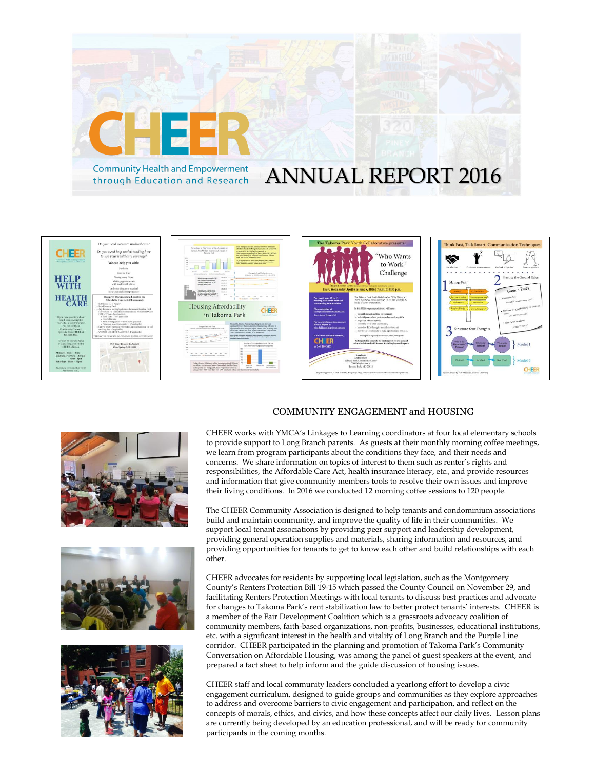# CHEER

Community Health and Empowerment through Education and Research

# ANNUAL REPORT 2016

## COMMUNITY ENGAGEMENT and HOUSING

CHEER works with YMCA's Linkages to Learning coordinators at four local elementary schools to provide support to Long Branch parents. As guests at their monthly morning coffee meetings, we learn from program participants about the conditions they face, and their needs and concerns. We share information on topics of interest to them such as renter's rights and responsibilities, the Affordable Care Act, health insurance literacy, etc., and provide resources and information that give community members tools to resolve their own issues and improve their living conditions. In 2016 we conducted 12 morning coffee sessions to 120 people.

The CHEER Community Association is designed to help tenants and condominium associations build and maintain community, and improve the quality of life in their communities. We support local tenant associations by providing peer support and leadership development, providing general operation supplies and materials, sharing information and resources, and providing opportunities for tenants to get to know each other and build relationships with each other.

CHEER advocates for residents by supporting local legislation, such as the Montgomery County's Renters Protection Bill 19-15 which passed the County Council on November 29, and facilitating Renters Protection Meetings with local tenants to discuss best practices and advocate for changes to Takoma Park's rent stabilization law to better protect tenants' interests. CHEER is a member of the Fair Development Coalition which is a grassroots advocacy coalition of community members, faith-based organizations, non-profits, businesses, educational institutions, etc. with a significant interest in the health and vitality of Long Branch and the Purple Line corridor. CHEER participated in the planning and promotion of Takoma Park's Community Conversation on Affordable Housing, was among the panel of guest speakers at the event, and prepared a fact sheet to help inform and the guide discussion of housing issues.

CHEER staff and local community leaders concluded a yearlong effort to develop a civic engagement curriculum, designed to guide groups and communities as they explore approaches to address and overcome barriers to civic engagement and participation, and reflect on the concepts of morals, ethics, and civics, and how these concepts affect our daily lives. Lesson plans are currently being developed by an education professional, and will be ready for community participants in the coming months.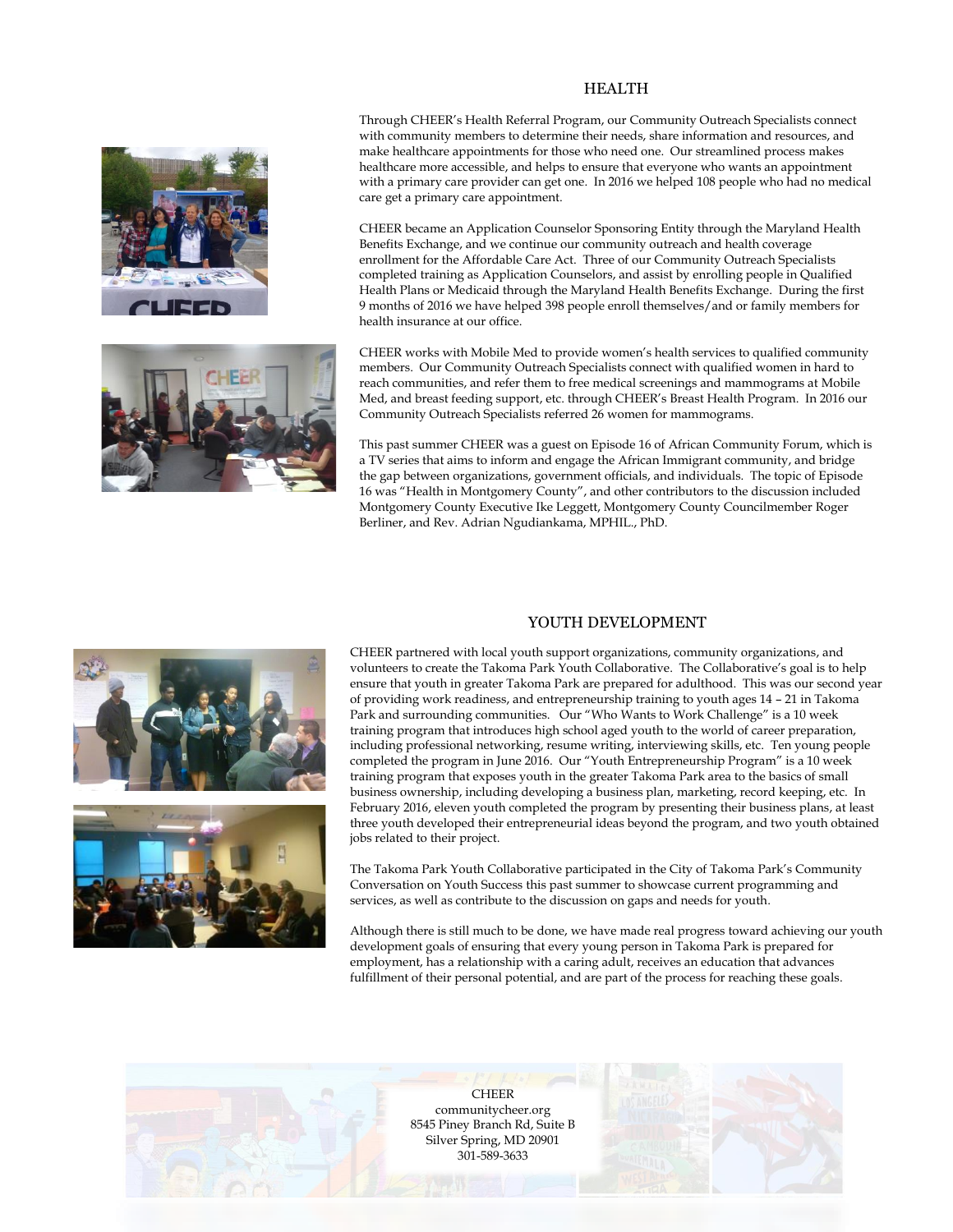## HEALTH

Through CHEER's Health Referral Program, our Community Outreach Specialists connect with community members to determine their needs, share information and resources, and make healthcare appointments for those who need one. Our streamlined process makes healthcare more accessible, and helps to ensure that everyone who wants an appointment with a primary care provider can get one. In 2016 we helped 108 people who had no medical care get a primary care appointment.

CHEER became an Application Counselor Sponsoring Entity through the Maryland Health Benefits Exchange, and we continue our community outreach and health coverage enrollment for the Affordable Care Act. Three of our Community Outreach Specialists completed training as Application Counselors, and assist by enrolling people in Qualified Health Plans or Medicaid through the Maryland Health Benefits Exchange. During the first 9 months of 2016 we have helped 398 people enroll themselves/and or family members for health insurance at our office.

CHEER works with Mobile Med to provide women's health services to qualified community members. Our Community Outreach Specialists connect with qualified women in hard to reach communities, and refer them to free medical screenings and mammograms at Mobile Med, and breast feeding support, etc. through CHEER's Breast Health Program. In 2016 our Community Outreach Specialists referred 26 women for mammograms.

This past summer CHEER was a guest on Episode 16 of African Community Forum, which is a TV series that aims to inform and engage the African Immigrant community, and bridge the gap between organizations, government officials, and individuals. The topic of Episode 16 was "Health in Montgomery County", and other contributors to the discussion included Montgomery County Executive Ike Leggett, Montgomery County Councilmember Roger Berliner, and Rev. Adrian Ngudiankama, MPHIL., PhD.

## YOUTH DEVELOPMENT

CHEER partnered with local youth support organizations, community organizations, and volunteers to create the Takoma Park Youth Collaborative. The Collaborative's goal is to help ensure that youth in greater Takoma Park are prepared for adulthood. This was our second year of providing work readiness, and entrepreneurship training to youth ages 14 – 21 in Takoma Park and surrounding communities. Our "Who Wants to Work Challenge" is a 10 week training program that introduces high school aged youth to the world of career preparation, including professional networking, resume writing, interviewing skills, etc. Ten young people completed the program in June 2016. Our "Youth Entrepreneurship Program" is a 10 week training program that exposes youth in the greater Takoma Park area to the basics of small business ownership, including developing a business plan, marketing, record keeping, etc. In February 2016, eleven youth completed the program by presenting their business plans, at least three youth developed their entrepreneurial ideas beyond the program, and two youth obtained jobs related to their project.

The Takoma Park Youth Collaborative participated in the City of Takoma Park's Community Conversation on Youth Success this past summer to showcase current programming and services, as well as contribute to the discussion on gaps and needs for youth.

Although there is still much to be done, we have made real progress toward achieving our youth development goals of ensuring that every young person in Takoma Park is prepared for employment, has a relationship with a caring adult, receives an education that advances fulfillment of their personal potential, and are part of the process for reaching these goals.

CHEER
communitycheer.org
8545 Piney Branch Rd, Suite B
Silver Spring, MD 20901
301-589-3633